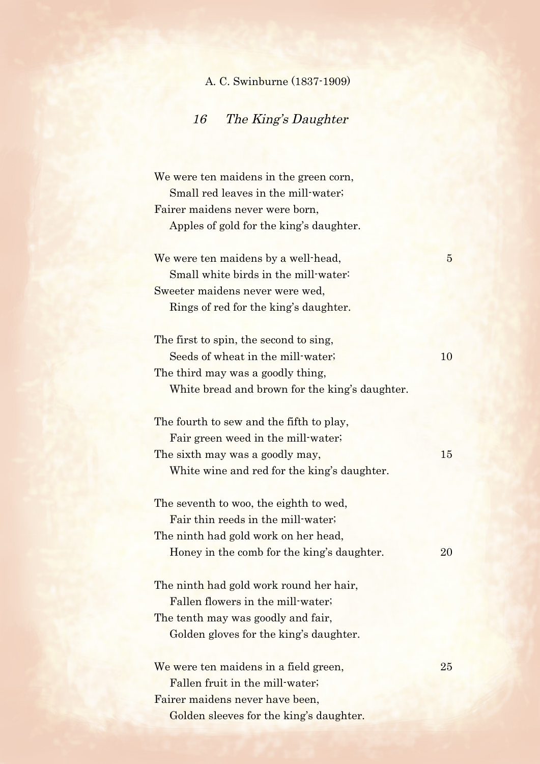A. C. Swinburne (1837-1909)

## *16 The King's Daughter*

We were ten maidens in the green corn,  
  Small red leaves in the mill-water;  
Fairer maidens never were born,  
  Apples of gold for the king's daughter.

We were ten maidens by a well-head,  5  
  Small white birds in the mill-water:  
Sweeter maidens never were wed,  
  Rings of red for the king's daughter.

The first to spin, the second to sing,  
  Seeds of wheat in the mill-water;  10  
The third may was a goodly thing,  
  White bread and brown for the king's daughter.

The fourth to sew and the fifth to play,  
  Fair green weed in the mill-water;  
The sixth may was a goodly may,  15  
  White wine and red for the king's daughter.

The seventh to woo, the eighth to wed,  
  Fair thin reeds in the mill-water;  
The ninth had gold work on her head,  
  Honey in the comb for the king's daughter.  20

The ninth had gold work round her hair,  
  Fallen flowers in the mill-water;  
The tenth may was goodly and fair,  
  Golden gloves for the king's daughter.

We were ten maidens in a field green,  25  
  Fallen fruit in the mill-water;  
Fairer maidens never have been,  
  Golden sleeves for the king's daughter.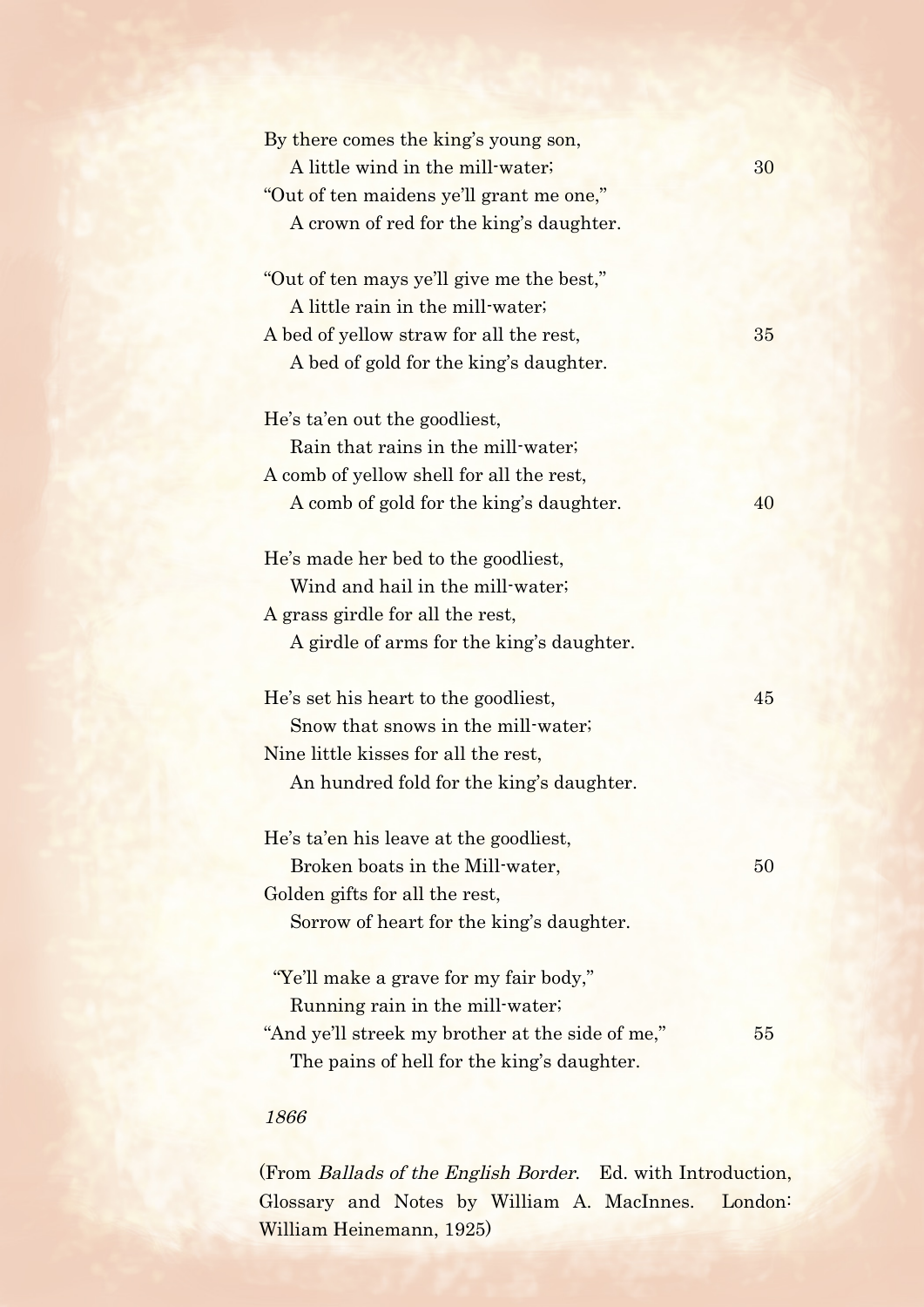By there comes the king's young son,
  A little wind in the mill-water; 30
"Out of ten maidens ye'll grant me one,"
  A crown of red for the king's daughter.

"Out of ten mays ye'll give me the best,"
  A little rain in the mill-water;
A bed of yellow straw for all the rest, 35
  A bed of gold for the king's daughter.

He's ta'en out the goodliest,
  Rain that rains in the mill-water;
A comb of yellow shell for all the rest,
  A comb of gold for the king's daughter. 40

He's made her bed to the goodliest,
  Wind and hail in the mill-water;
A grass girdle for all the rest,
  A girdle of arms for the king's daughter.

He's set his heart to the goodliest, 45
  Snow that snows in the mill-water;
Nine little kisses for all the rest,
  An hundred fold for the king's daughter.

He's ta'en his leave at the goodliest,
  Broken boats in the Mill-water, 50
Golden gifts for all the rest,
  Sorrow of heart for the king's daughter.

"Ye'll make a grave for my fair body,"
  Running rain in the mill-water;
"And ye'll streek my brother at the side of me," 55
  The pains of hell for the king's daughter.

*1866*

(From *Ballads of the English Border*. Ed. with Introduction, Glossary and Notes by William A. MacInnes. London: William Heinemann, 1925)